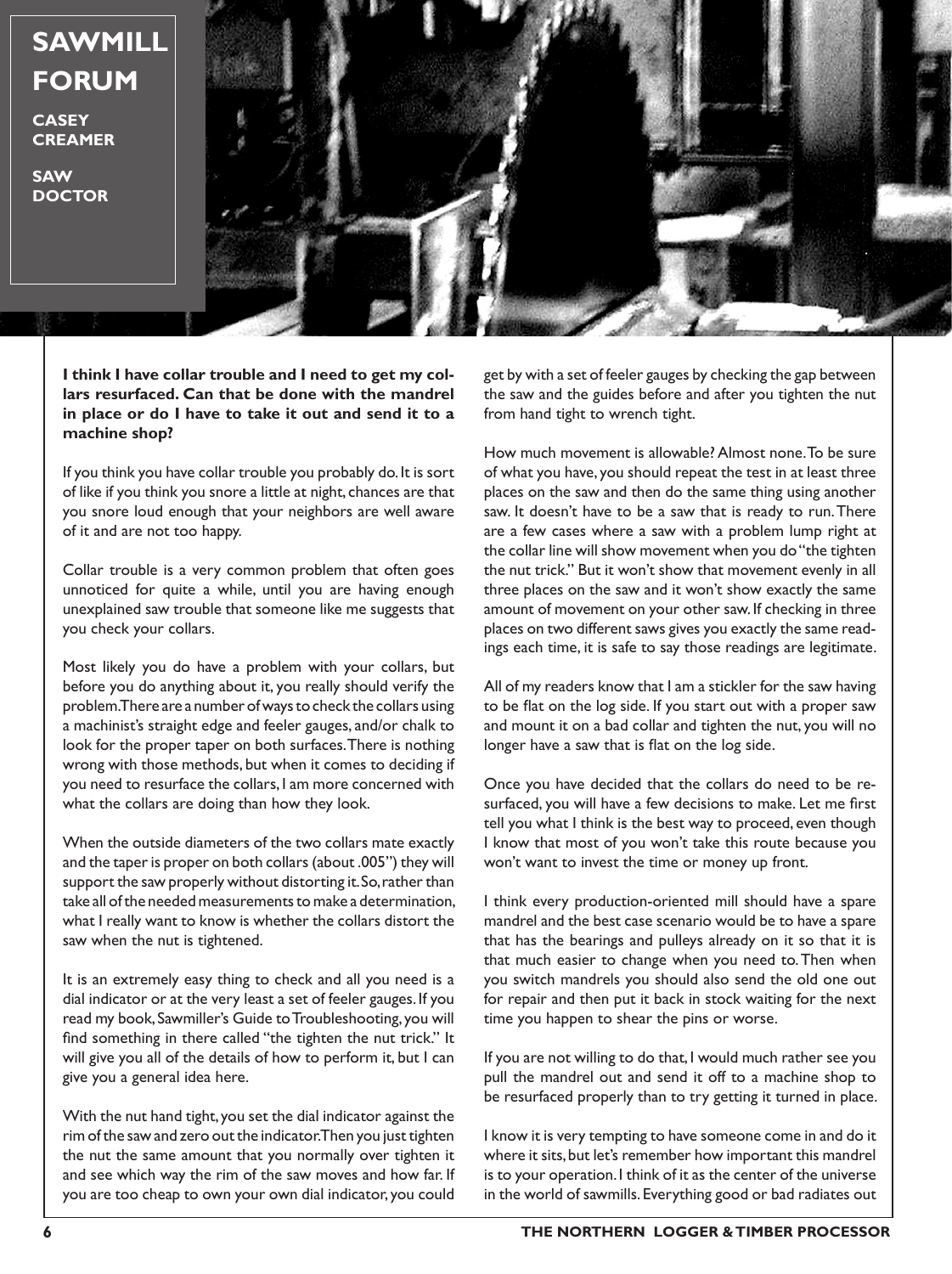# SAWMILL FORUM

**CASEY CREAMER**

**SAW DOCTOR**

**I think I have collar trouble and I need to get my collars resurfaced. Can that be done with the mandrel in place or do I have to take it out and send it to a machine shop?**

If you think you have collar trouble you probably do. It is sort of like if you think you snore a little at night, chances are that you snore loud enough that your neighbors are well aware of it and are not too happy.

Collar trouble is a very common problem that often goes unnoticed for quite a while, until you are having enough unexplained saw trouble that someone like me suggests that you check your collars.

Most likely you do have a problem with your collars, but before you do anything about it, you really should verify the problem. There are a number of ways to check the collars using a machinist's straight edge and feeler gauges, and/or chalk to look for the proper taper on both surfaces. There is nothing wrong with those methods, but when it comes to deciding if you need to resurface the collars, I am more concerned with what the collars are doing than how they look.

When the outside diameters of the two collars mate exactly and the taper is proper on both collars (about .005") they will support the saw properly without distorting it. So, rather than take all of the needed measurements to make a determination, what I really want to know is whether the collars distort the saw when the nut is tightened.

It is an extremely easy thing to check and all you need is a dial indicator or at the very least a set of feeler gauges. If you read my book, Sawmiller's Guide to Troubleshooting, you will find something in there called "the tighten the nut trick." It will give you all of the details of how to perform it, but I can give you a general idea here.

With the nut hand tight, you set the dial indicator against the rim of the saw and zero out the indicator. Then you just tighten the nut the same amount that you normally over tighten it and see which way the rim of the saw moves and how far. If you are too cheap to own your own dial indicator, you could get by with a set of feeler gauges by checking the gap between the saw and the guides before and after you tighten the nut from hand tight to wrench tight.

How much movement is allowable? Almost none. To be sure of what you have, you should repeat the test in at least three places on the saw and then do the same thing using another saw. It doesn't have to be a saw that is ready to run. There are a few cases where a saw with a problem lump right at the collar line will show movement when you do "the tighten the nut trick." But it won't show that movement evenly in all three places on the saw and it won't show exactly the same amount of movement on your other saw. If checking in three places on two different saws gives you exactly the same readings each time, it is safe to say those readings are legitimate.

All of my readers know that I am a stickler for the saw having to be flat on the log side. If you start out with a proper saw and mount it on a bad collar and tighten the nut, you will no longer have a saw that is flat on the log side.

Once you have decided that the collars do need to be resurfaced, you will have a few decisions to make. Let me first tell you what I think is the best way to proceed, even though I know that most of you won't take this route because you won't want to invest the time or money up front.

I think every production-oriented mill should have a spare mandrel and the best case scenario would be to have a spare that has the bearings and pulleys already on it so that it is that much easier to change when you need to. Then when you switch mandrels you should also send the old one out for repair and then put it back in stock waiting for the next time you happen to shear the pins or worse.

If you are not willing to do that, I would much rather see you pull the mandrel out and send it off to a machine shop to be resurfaced properly than to try getting it turned in place.

I know it is very tempting to have someone come in and do it where it sits, but let's remember how important this mandrel is to your operation. I think of it as the center of the universe in the world of sawmills. Everything good or bad radiates out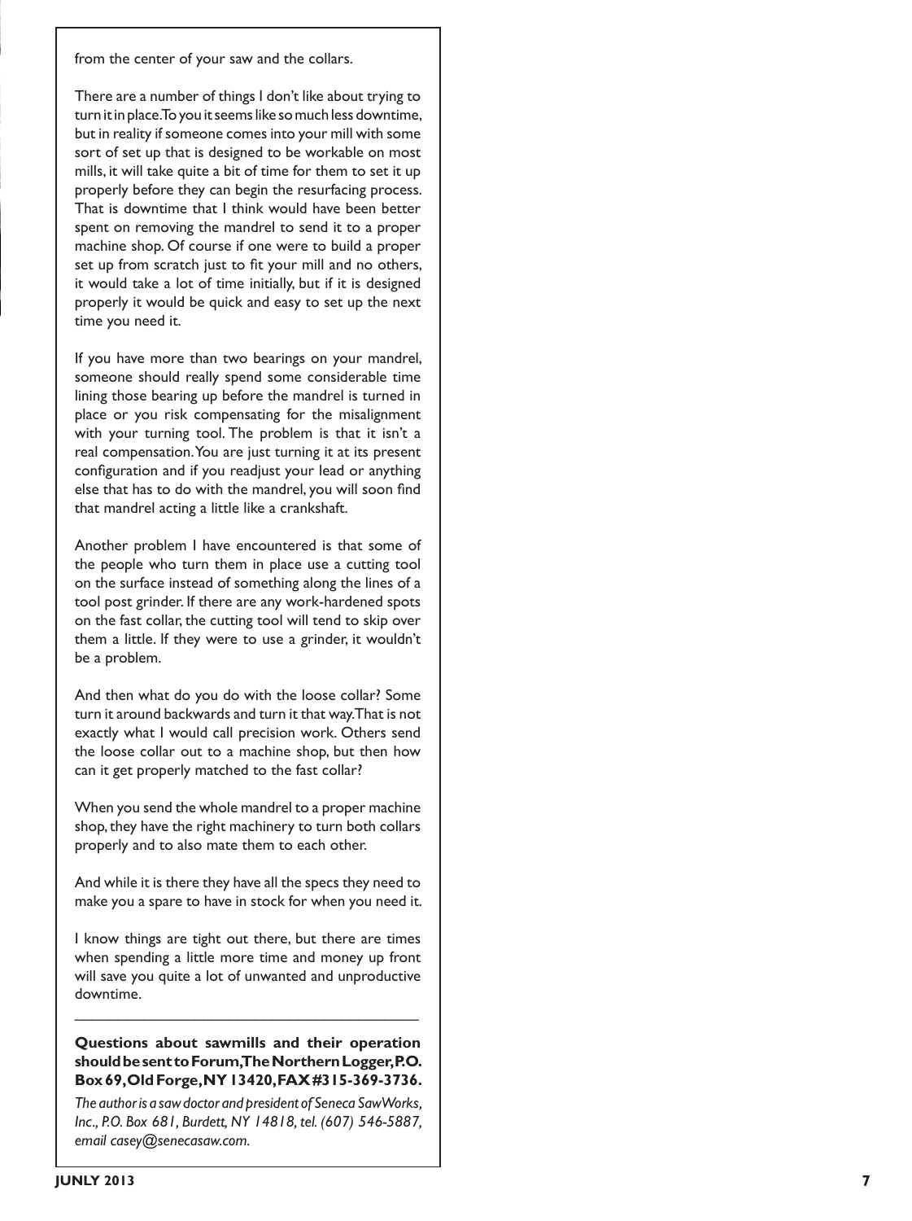from the center of your saw and the collars.

There are a number of things I don't like about trying to turn it in place. To you it seems like so much less downtime, but in reality if someone comes into your mill with some sort of set up that is designed to be workable on most mills, it will take quite a bit of time for them to set it up properly before they can begin the resurfacing process. That is downtime that I think would have been better spent on removing the mandrel to send it to a proper machine shop. Of course if one were to build a proper set up from scratch just to fit your mill and no others, it would take a lot of time initially, but if it is designed properly it would be quick and easy to set up the next time you need it.

If you have more than two bearings on your mandrel, someone should really spend some considerable time lining those bearing up before the mandrel is turned in place or you risk compensating for the misalignment with your turning tool. The problem is that it isn't a real compensation. You are just turning it at its present configuration and if you readjust your lead or anything else that has to do with the mandrel, you will soon find that mandrel acting a little like a crankshaft.

Another problem I have encountered is that some of the people who turn them in place use a cutting tool on the surface instead of something along the lines of a tool post grinder. If there are any work-hardened spots on the fast collar, the cutting tool will tend to skip over them a little. If they were to use a grinder, it wouldn't be a problem.

And then what do you do with the loose collar? Some turn it around backwards and turn it that way. That is not exactly what I would call precision work. Others send the loose collar out to a machine shop, but then how can it get properly matched to the fast collar?

When you send the whole mandrel to a proper machine shop, they have the right machinery to turn both collars properly and to also mate them to each other.

And while it is there they have all the specs they need to make you a spare to have in stock for when you need it.

I know things are tight out there, but there are times when spending a little more time and money up front will save you quite a lot of unwanted and unproductive downtime.

---

**Questions about sawmills and their operation should be sent to Forum, The Northern Logger, P.O. Box 69, Old Forge, NY 13420, FAX #315-369-3736.**

*The author is a saw doctor and president of Seneca SawWorks, Inc., P.O. Box 681, Burdett, NY 14818, tel. (607) 546-5887, email casey@senecasaw.com.*